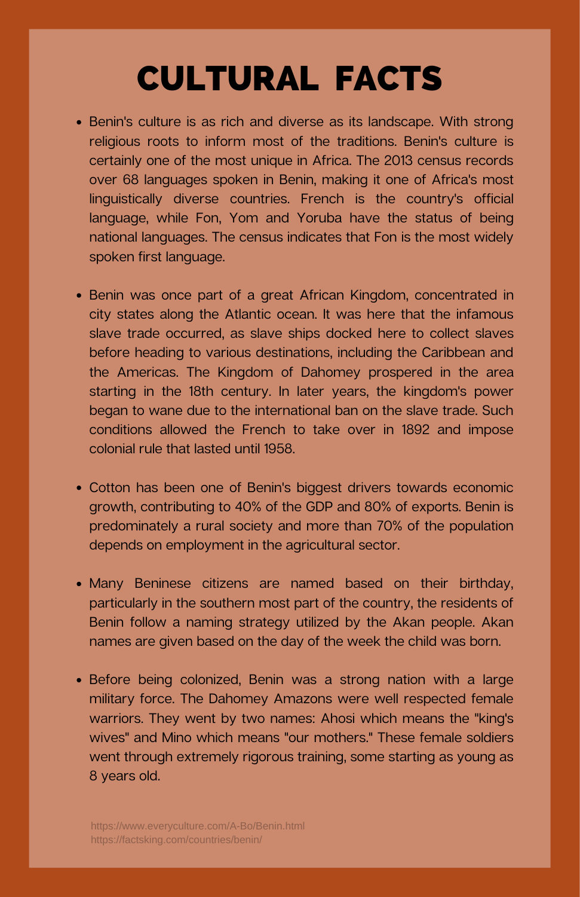# CULTURAL FACTS

- Benin's culture is as rich and diverse as its landscape. With strong religious roots to inform most of the traditions. Benin's culture is certainly one of the most unique in Africa. The 2013 census records over 68 languages spoken in Benin, making it one of Africa's most linguistically diverse countries. French is the country's official language, while Fon, Yom and Yoruba have the status of being national languages. The census indicates that Fon is the most widely spoken first language.

- Benin was once part of a great African Kingdom, concentrated in city states along the Atlantic ocean. It was here that the infamous slave trade occurred, as slave ships docked here to collect slaves before heading to various destinations, including the Caribbean and the Americas. The Kingdom of Dahomey prospered in the area starting in the 18th century. In later years, the kingdom's power began to wane due to the international ban on the slave trade. Such conditions allowed the French to take over in 1892 and impose colonial rule that lasted until 1958.

- Cotton has been one of Benin's biggest drivers towards economic growth, contributing to 40% of the GDP and 80% of exports. Benin is predominately a rural society and more than 70% of the population depends on employment in the agricultural sector.

- Many Beninese citizens are named based on their birthday, particularly in the southern most part of the country, the residents of Benin follow a naming strategy utilized by the Akan people. Akan names are given based on the day of the week the child was born.

- Before being colonized, Benin was a strong nation with a large military force. The Dahomey Amazons were well respected female warriors. They went by two names: Ahosi which means the "king's wives" and Mino which means "our mothers." These female soldiers went through extremely rigorous training, some starting as young as 8 years old.

https://www.everyculture.com/A-Bo/Benin.html
https://factsking.com/countries/benin/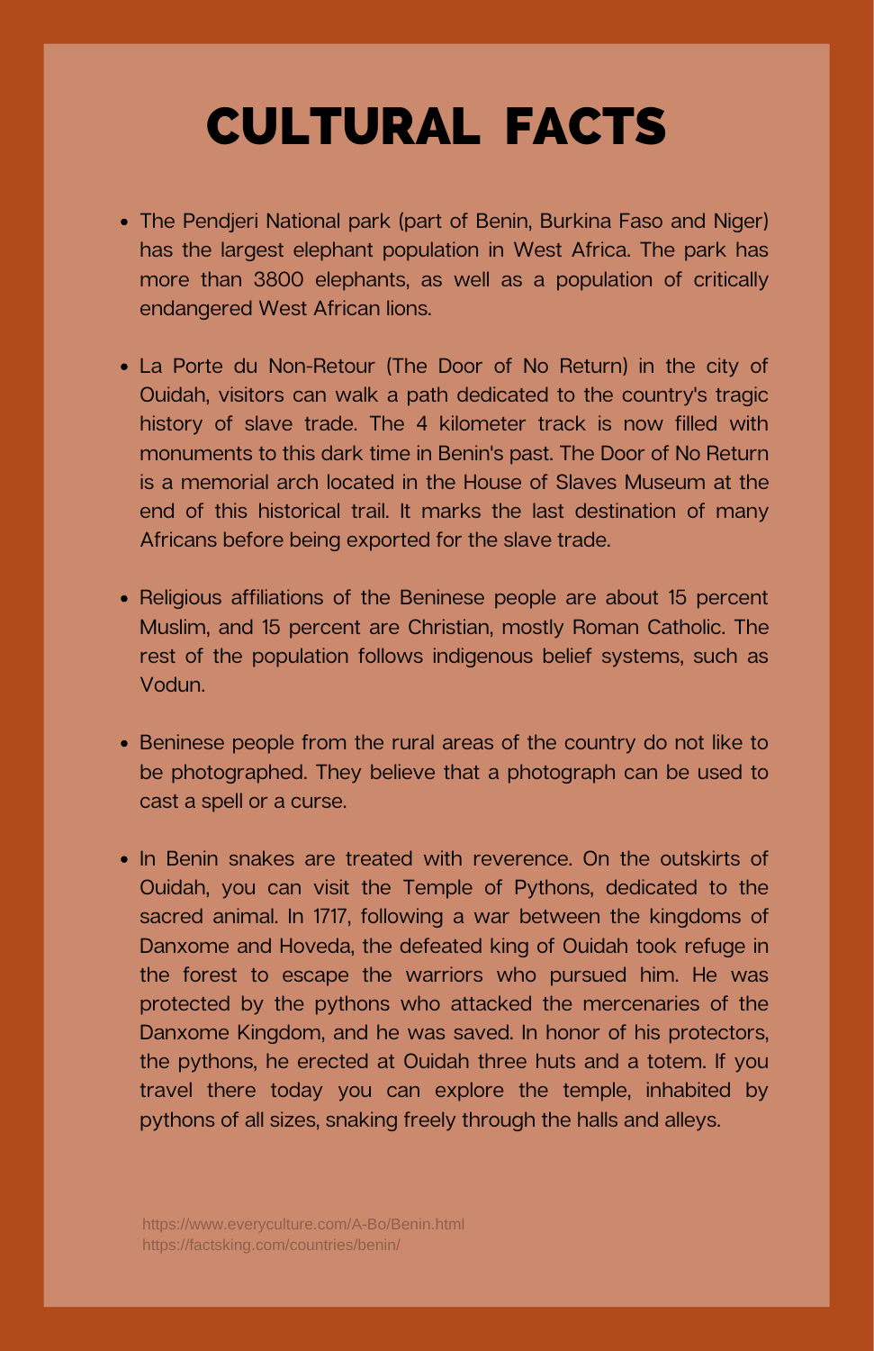# CULTURAL FACTS

- The Pendjeri National park (part of Benin, Burkina Faso and Niger) has the largest elephant population in West Africa. The park has more than 3800 elephants, as well as a population of critically endangered West African lions.
- La Porte du Non-Retour (The Door of No Return) in the city of Ouidah, visitors can walk a path dedicated to the country's tragic history of slave trade. The 4 kilometer track is now filled with monuments to this dark time in Benin's past. The Door of No Return is a memorial arch located in the House of Slaves Museum at the end of this historical trail. It marks the last destination of many Africans before being exported for the slave trade.
- Religious affiliations of the Beninese people are about 15 percent Muslim, and 15 percent are Christian, mostly Roman Catholic. The rest of the population follows indigenous belief systems, such as Vodun.
- Beninese people from the rural areas of the country do not like to be photographed. They believe that a photograph can be used to cast a spell or a curse.
- In Benin snakes are treated with reverence. On the outskirts of Ouidah, you can visit the Temple of Pythons, dedicated to the sacred animal. In 1717, following a war between the kingdoms of Danxome and Hoveda, the defeated king of Ouidah took refuge in the forest to escape the warriors who pursued him. He was protected by the pythons who attacked the mercenaries of the Danxome Kingdom, and he was saved. In honor of his protectors, the pythons, he erected at Ouidah three huts and a totem. If you travel there today you can explore the temple, inhabited by pythons of all sizes, snaking freely through the halls and alleys.

https://www.everyculture.com/A-Bo/Benin.html
https://factsking.com/countries/benin/